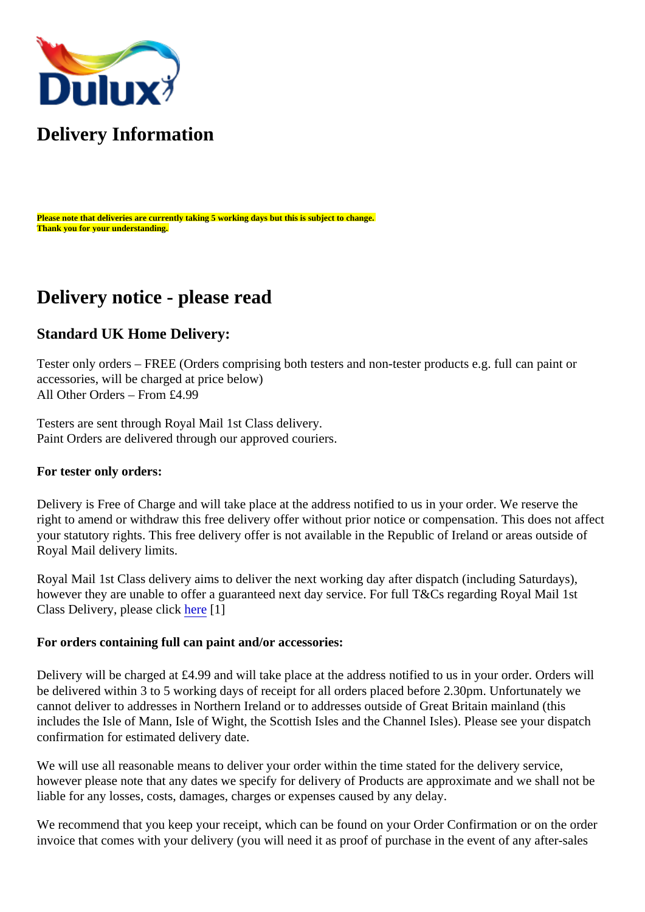# Delivery Information

**Please note that deliveries are currently taking 5 working days but this is subject to change. Thank you for your understanding.**

# Delivery notice - please read

## Standard UK Home Delivery:

Tester only orders – FREE (Orders comprising both testers and non-tester products e.g. full can paint or accessories, will be charged at price below)
All Other Orders – From £4.99

Testers are sent through Royal Mail 1st Class delivery.
Paint Orders are delivered through our approved couriers.

**For tester only orders:**

Delivery is Free of Charge and will take place at the address notified to us in your order. We reserve the right to amend or withdraw this free delivery offer without prior notice or compensation. This does not affect your statutory rights. This free delivery offer is not available in the Republic of Ireland or areas outside of Royal Mail delivery limits.

Royal Mail 1st Class delivery aims to deliver the next working day after dispatch (including Saturdays), however they are unable to offer a guaranteed next day service. For full T&Cs regarding Royal Mail 1st Class Delivery, please click here [1]

**For orders containing full can paint and/or accessories:**

Delivery will be charged at £4.99 and will take place at the address notified to us in your order. Orders will be delivered within 3 to 5 working days of receipt for all orders placed before 2.30pm. Unfortunately we cannot deliver to addresses in Northern Ireland or to addresses outside of Great Britain mainland (this includes the Isle of Mann, Isle of Wight, the Scottish Isles and the Channel Isles). Please see your dispatch confirmation for estimated delivery date.

We will use all reasonable means to deliver your order within the time stated for the delivery service, however please note that any dates we specify for delivery of Products are approximate and we shall not be liable for any losses, costs, damages, charges or expenses caused by any delay.

We recommend that you keep your receipt, which can be found on your Order Confirmation or on the order invoice that comes with your delivery (you will need it as proof of purchase in the event of any after-sales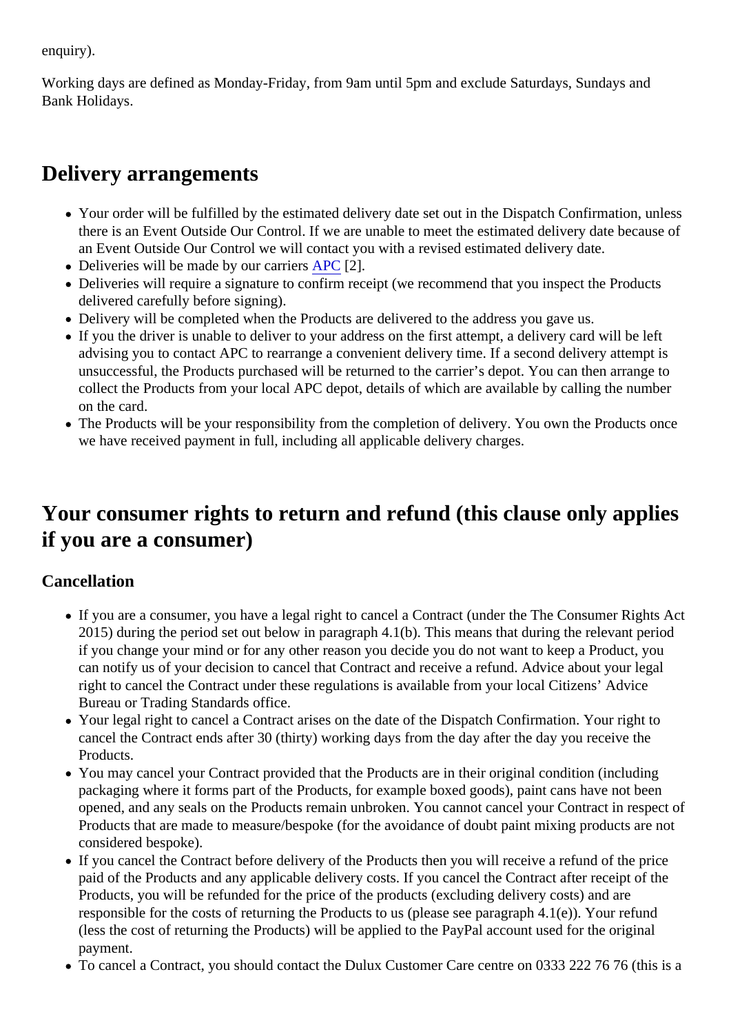enquiry).

Working days are defined as Monday-Friday, from 9am until 5pm and exclude Saturdays, Sundays and Bank Holidays.

## Delivery arrangements

- Your order will be fulfilled by the estimated delivery date set out in the Dispatch Confirmation, unless there is an Event Outside Our Control. If we are unable to meet the estimated delivery date because of an Event Outside Our Control we will contact you with a revised estimated delivery date.
- Deliveries will be made by our carriers APC [2].
- Deliveries will require a signature to confirm receipt (we recommend that you inspect the Products delivered carefully before signing).
- Delivery will be completed when the Products are delivered to the address you gave us.
- If you the driver is unable to deliver to your address on the first attempt, a delivery card will be left advising you to contact APC to rearrange a convenient delivery time. If a second delivery attempt is unsuccessful, the Products purchased will be returned to the carrier's depot. You can then arrange to collect the Products from your local APC depot, details of which are available by calling the number on the card.
- The Products will be your responsibility from the completion of delivery. You own the Products once we have received payment in full, including all applicable delivery charges.

## Your consumer rights to return and refund (this clause only applies if you are a consumer)

### Cancellation

- If you are a consumer, you have a legal right to cancel a Contract (under the The Consumer Rights Act 2015) during the period set out below in paragraph 4.1(b). This means that during the relevant period if you change your mind or for any other reason you decide you do not want to keep a Product, you can notify us of your decision to cancel that Contract and receive a refund. Advice about your legal right to cancel the Contract under these regulations is available from your local Citizens' Advice Bureau or Trading Standards office.
- Your legal right to cancel a Contract arises on the date of the Dispatch Confirmation. Your right to cancel the Contract ends after 30 (thirty) working days from the day after the day you receive the Products.
- You may cancel your Contract provided that the Products are in their original condition (including packaging where it forms part of the Products, for example boxed goods), paint cans have not been opened, and any seals on the Products remain unbroken. You cannot cancel your Contract in respect of Products that are made to measure/bespoke (for the avoidance of doubt paint mixing products are not considered bespoke).
- If you cancel the Contract before delivery of the Products then you will receive a refund of the price paid of the Products and any applicable delivery costs. If you cancel the Contract after receipt of the Products, you will be refunded for the price of the products (excluding delivery costs) and are responsible for the costs of returning the Products to us (please see paragraph 4.1(e)). Your refund (less the cost of returning the Products) will be applied to the PayPal account used for the original payment.
- To cancel a Contract, you should contact the Dulux Customer Care centre on 0333 222 76 76 (this is a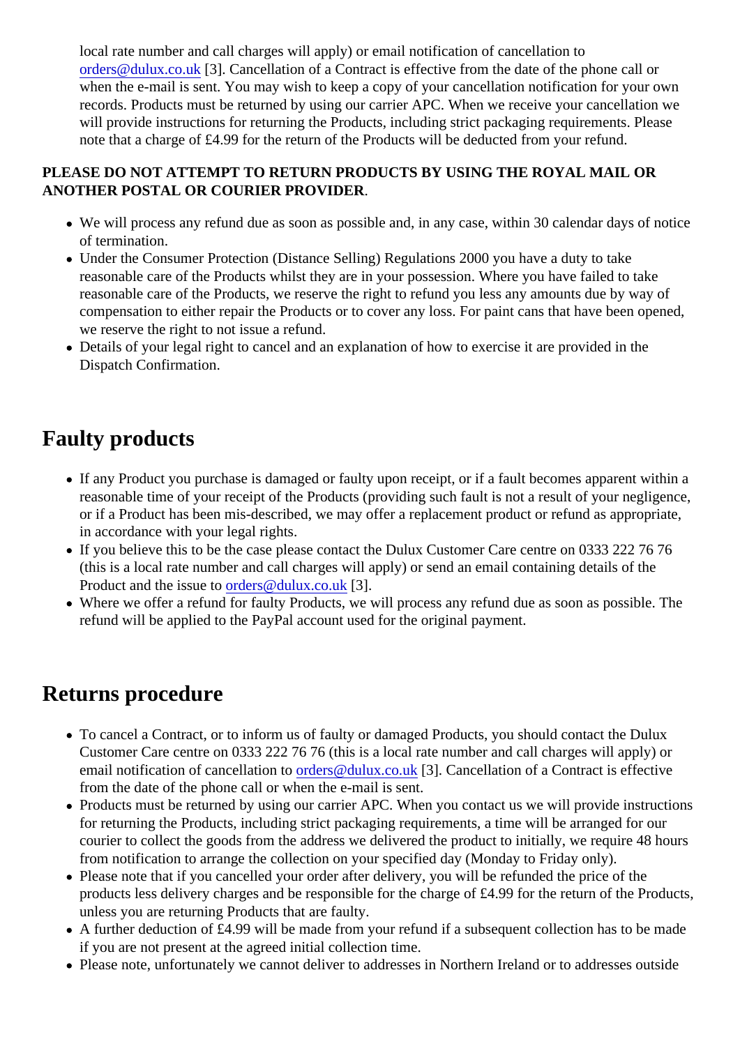local rate number and call charges will apply) or email notification of cancellation to orders@dulux.co.uk [3]. Cancellation of a Contract is effective from the date of the phone call or when the e-mail is sent. You may wish to keep a copy of your cancellation notification for your own records. Products must be returned by using our carrier APC. When we receive your cancellation we will provide instructions for returning the Products, including strict packaging requirements. Please note that a charge of £4.99 for the return of the Products will be deducted from your refund.

**PLEASE DO NOT ATTEMPT TO RETURN PRODUCTS BY USING THE ROYAL MAIL OR ANOTHER POSTAL OR COURIER PROVIDER**.

- We will process any refund due as soon as possible and, in any case, within 30 calendar days of notice of termination.
- Under the Consumer Protection (Distance Selling) Regulations 2000 you have a duty to take reasonable care of the Products whilst they are in your possession. Where you have failed to take reasonable care of the Products, we reserve the right to refund you less any amounts due by way of compensation to either repair the Products or to cover any loss. For paint cans that have been opened, we reserve the right to not issue a refund.
- Details of your legal right to cancel and an explanation of how to exercise it are provided in the Dispatch Confirmation.

## Faulty products

- If any Product you purchase is damaged or faulty upon receipt, or if a fault becomes apparent within a reasonable time of your receipt of the Products (providing such fault is not a result of your negligence, or if a Product has been mis-described, we may offer a replacement product or refund as appropriate, in accordance with your legal rights.
- If you believe this to be the case please contact the Dulux Customer Care centre on 0333 222 76 76 (this is a local rate number and call charges will apply) or send an email containing details of the Product and the issue to orders@dulux.co.uk [3].
- Where we offer a refund for faulty Products, we will process any refund due as soon as possible. The refund will be applied to the PayPal account used for the original payment.

## Returns procedure

- To cancel a Contract, or to inform us of faulty or damaged Products, you should contact the Dulux Customer Care centre on 0333 222 76 76 (this is a local rate number and call charges will apply) or email notification of cancellation to orders@dulux.co.uk [3]. Cancellation of a Contract is effective from the date of the phone call or when the e-mail is sent.
- Products must be returned by using our carrier APC. When you contact us we will provide instructions for returning the Products, including strict packaging requirements, a time will be arranged for our courier to collect the goods from the address we delivered the product to initially, we require 48 hours from notification to arrange the collection on your specified day (Monday to Friday only).
- Please note that if you cancelled your order after delivery, you will be refunded the price of the products less delivery charges and be responsible for the charge of £4.99 for the return of the Products, unless you are returning Products that are faulty.
- A further deduction of £4.99 will be made from your refund if a subsequent collection has to be made if you are not present at the agreed initial collection time.
- Please note, unfortunately we cannot deliver to addresses in Northern Ireland or to addresses outside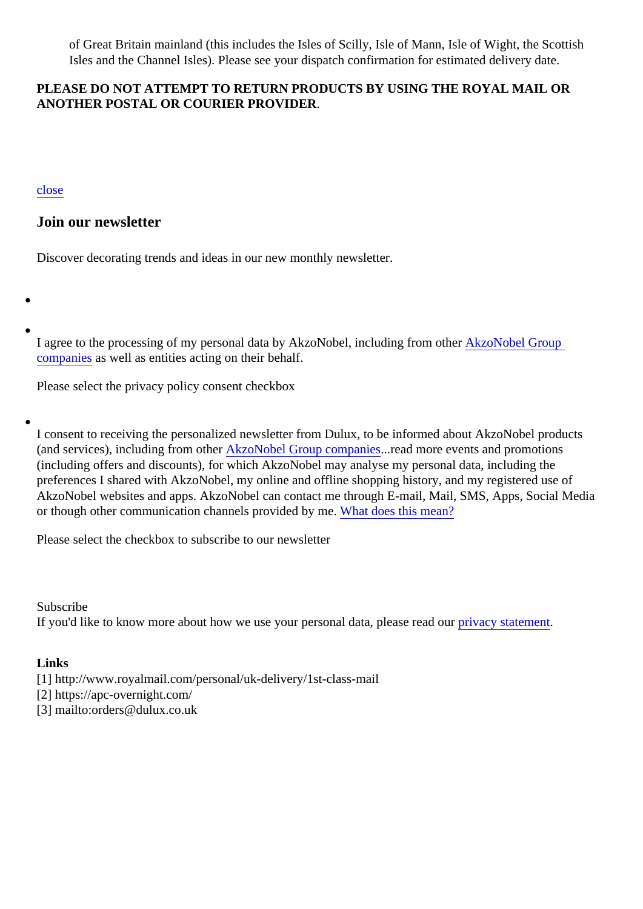of Great Britain mainland (this includes the Isles of Scilly, Isle of Mann, Isle of Wight, the Scottish Isles and the Channel Isles). Please see your dispatch confirmation for estimated delivery date.

**PLEASE DO NOT ATTEMPT TO RETURN PRODUCTS BY USING THE ROYAL MAIL OR ANOTHER POSTAL OR COURIER PROVIDER**.

close

## Join our newsletter

Discover decorating trends and ideas in our new monthly newsletter.

- 
- I agree to the processing of my personal data by AkzoNobel, including from other AkzoNobel Group companies as well as entities acting on their behalf.

  Please select the privacy policy consent checkbox

- I consent to receiving the personalized newsletter from Dulux, to be informed about AkzoNobel products (and services), including from other AkzoNobel Group companies...read more events and promotions (including offers and discounts), for which AkzoNobel may analyse my personal data, including the preferences I shared with AkzoNobel, my online and offline shopping history, and my registered use of AkzoNobel websites and apps. AkzoNobel can contact me through E-mail, Mail, SMS, Apps, Social Media or though other communication channels provided by me. What does this mean?

  Please select the checkbox to subscribe to our newsletter

Subscribe
If you'd like to know more about how we use your personal data, please read our privacy statement.

**Links**
[1] http://www.royalmail.com/personal/uk-delivery/1st-class-mail
[2] https://apc-overnight.com/
[3] mailto:orders@dulux.co.uk